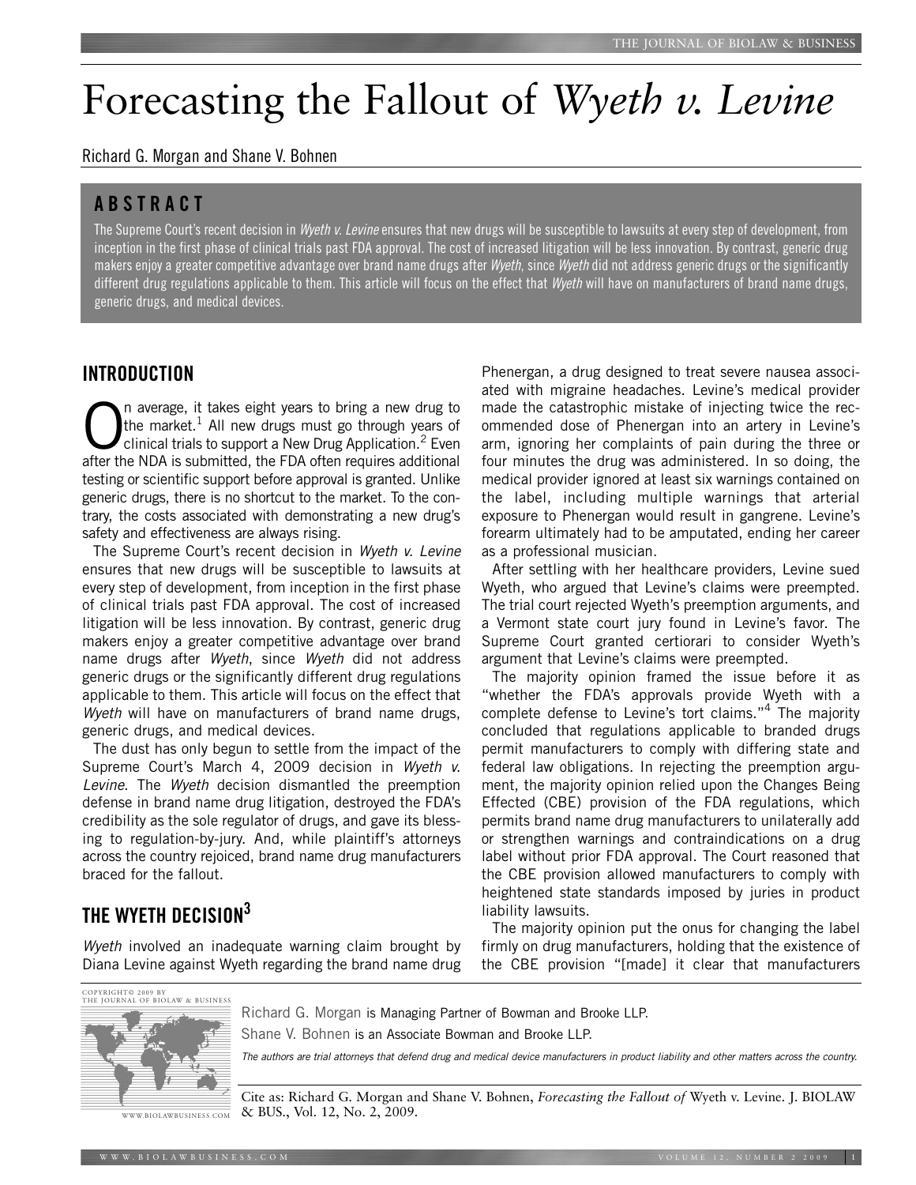# Forecasting the Fallout of *Wyeth v. Levine*

Richard G. Morgan and Shane V. Bohnen

## ABSTRACT

The Supreme Court's recent decision in *Wyeth v. Levine* ensures that new drugs will be susceptible to lawsuits at every step of development, from inception in the first phase of clinical trials past FDA approval. The cost of increased litigation will be less innovation. By contrast, generic drug makers enjoy a greater competitive advantage over brand name drugs after *Wyeth*, since *Wyeth* did not address generic drugs or the significantly different drug regulations applicable to them. This article will focus on the effect that *Wyeth* will have on manufacturers of brand name drugs, generic drugs, and medical devices.

## INTRODUCTION

On average, it takes eight years to bring a new drug to the market.[1] All new drugs must go through years of clinical trials to support a New Drug Application.[2] Even after the NDA is submitted, the FDA often requires additional testing or scientific support before approval is granted. Unlike generic drugs, there is no shortcut to the market. To the contrary, the costs associated with demonstrating a new drug's safety and effectiveness are always rising.

The Supreme Court's recent decision in *Wyeth v. Levine* ensures that new drugs will be susceptible to lawsuits at every step of development, from inception in the first phase of clinical trials past FDA approval. The cost of increased litigation will be less innovation. By contrast, generic drug makers enjoy a greater competitive advantage over brand name drugs after *Wyeth*, since *Wyeth* did not address generic drugs or the significantly different drug regulations applicable to them. This article will focus on the effect that *Wyeth* will have on manufacturers of brand name drugs, generic drugs, and medical devices.

The dust has only begun to settle from the impact of the Supreme Court's March 4, 2009 decision in *Wyeth v. Levine*. The *Wyeth* decision dismantled the preemption defense in brand name drug litigation, destroyed the FDA's credibility as the sole regulator of drugs, and gave its blessing to regulation-by-jury. And, while plaintiff's attorneys across the country rejoiced, brand name drug manufacturers braced for the fallout.

## THE WYETH DECISION[3]

*Wyeth* involved an inadequate warning claim brought by Diana Levine against Wyeth regarding the brand name drug Phenergan, a drug designed to treat severe nausea associated with migraine headaches. Levine's medical provider made the catastrophic mistake of injecting twice the recommended dose of Phenergan into an artery in Levine's arm, ignoring her complaints of pain during the three or four minutes the drug was administered. In so doing, the medical provider ignored at least six warnings contained on the label, including multiple warnings that arterial exposure to Phenergan would result in gangrene. Levine's forearm ultimately had to be amputated, ending her career as a professional musician.

After settling with her healthcare providers, Levine sued Wyeth, who argued that Levine's claims were preempted. The trial court rejected Wyeth's preemption arguments, and a Vermont state court jury found in Levine's favor. The Supreme Court granted certiorari to consider Wyeth's argument that Levine's claims were preempted.

The majority opinion framed the issue before it as "whether the FDA's approvals provide Wyeth with a complete defense to Levine's tort claims."[4] The majority concluded that regulations applicable to branded drugs permit manufacturers to comply with differing state and federal law obligations. In rejecting the preemption argument, the majority opinion relied upon the Changes Being Effected (CBE) provision of the FDA regulations, which permits brand name drug manufacturers to unilaterally add or strengthen warnings and contraindications on a drug label without prior FDA approval. The Court reasoned that the CBE provision allowed manufacturers to comply with heightened state standards imposed by juries in product liability lawsuits.

The majority opinion put the onus for changing the label firmly on drug manufacturers, holding that the existence of the CBE provision "[made] it clear that manufacturers

---

COPYRIGHT© 2009 BY THE JOURNAL OF BIOLAW & BUSINESS

Richard G. Morgan is Managing Partner of Bowman and Brooke LLP.

Shane V. Bohnen is an Associate Bowman and Brooke LLP.

*The authors are trial attorneys that defend drug and medical device manufacturers in product liability and other matters across the country.*

Cite as: Richard G. Morgan and Shane V. Bohnen, *Forecasting the Fallout of* Wyeth v. Levine. J. BIOLAW & BUS., Vol. 12, No. 2, 2009.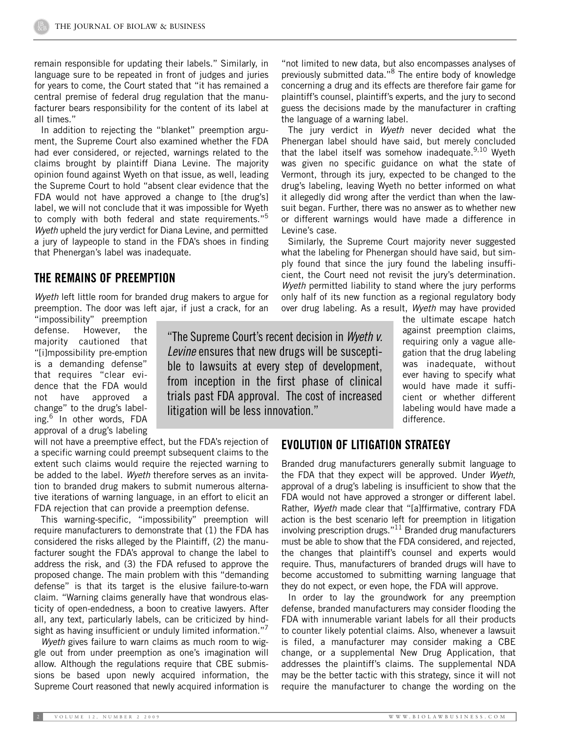remain responsible for updating their labels." Similarly, in language sure to be repeated in front of judges and juries for years to come, the Court stated that "it has remained a central premise of federal drug regulation that the manufacturer bears responsibility for the content of its label at all times."

In addition to rejecting the "blanket" preemption argument, the Supreme Court also examined whether the FDA had ever considered, or rejected, warnings related to the claims brought by plaintiff Diana Levine. The majority opinion found against Wyeth on that issue, as well, leading the Supreme Court to hold "absent clear evidence that the FDA would not have approved a change to [the drug's] label, we will not conclude that it was impossible for Wyeth to comply with both federal and state requirements."[5] *Wyeth* upheld the jury verdict for Diana Levine, and permitted a jury of laypeople to stand in the FDA's shoes in finding that Phenergan's label was inadequate.

## THE REMAINS OF PREEMPTION

*Wyeth* left little room for branded drug makers to argue for preemption. The door was left ajar, if just a crack, for an "impossibility" preemption defense. However, the majority cautioned that "[i]mpossibility pre-emption is a demanding defense" that requires "clear evidence that the FDA would not have approved a change" to the drug's labeling.[6] In other words, FDA approval of a drug's labeling will not have a preemptive effect, but the FDA's rejection of a specific warning could preempt subsequent claims to the extent such claims would require the rejected warning to be added to the label. *Wyeth* therefore serves as an invitation to branded drug makers to submit numerous alternative iterations of warning language, in an effort to elicit an FDA rejection that can provide a preemption defense.

This warning-specific, "impossibility" preemption will require manufacturers to demonstrate that (1) the FDA has considered the risks alleged by the Plaintiff, (2) the manufacturer sought the FDA's approval to change the label to address the risk, and (3) the FDA refused to approve the proposed change. The main problem with this "demanding defense" is that its target is the elusive failure-to-warn claim. "Warning claims generally have that wondrous elasticity of open-endedness, a boon to creative lawyers. After all, any text, particularly labels, can be criticized by hindsight as having insufficient or unduly limited information."[7]

*Wyeth* gives failure to warn claims as much room to wiggle out from under preemption as one's imagination will allow. Although the regulations require that CBE submissions be based upon newly acquired information, the Supreme Court reasoned that newly acquired information is "not limited to new data, but also encompasses analyses of previously submitted data."[8] The entire body of knowledge concerning a drug and its effects are therefore fair game for plaintiff's counsel, plaintiff's experts, and the jury to second guess the decisions made by the manufacturer in crafting the language of a warning label.

The jury verdict in *Wyeth* never decided what the Phenergan label should have said, but merely concluded that the label itself was somehow inadequate.[9,10] Wyeth was given no specific guidance on what the state of Vermont, through its jury, expected to be changed to the drug's labeling, leaving Wyeth no better informed on what it allegedly did wrong after the verdict than when the lawsuit began. Further, there was no answer as to whether new or different warnings would have made a difference in Levine's case.

Similarly, the Supreme Court majority never suggested what the labeling for Phenergan should have said, but simply found that since the jury found the labeling insufficient, the Court need not revisit the jury's determination. *Wyeth* permitted liability to stand where the jury performs only half of its new function as a regional regulatory body over drug labeling. As a result, *Wyeth* may have provided the ultimate escape hatch against preemption claims, requiring only a vague allegation that the drug labeling was inadequate, without ever having to specify what would have made it sufficient or whether different labeling would have made a difference.

> "The Supreme Court's recent decision in *Wyeth v. Levine* ensures that new drugs will be susceptible to lawsuits at every step of development, from inception in the first phase of clinical trials past FDA approval. The cost of increased litigation will be less innovation."

## EVOLUTION OF LITIGATION STRATEGY

Branded drug manufacturers generally submit language to the FDA that they expect will be approved. Under *Wyeth*, approval of a drug's labeling is insufficient to show that the FDA would not have approved a stronger or different label. Rather, *Wyeth* made clear that "[a]ffirmative, contrary FDA action is the best scenario left for preemption in litigation involving prescription drugs."[11] Branded drug manufacturers must be able to show that the FDA considered, and rejected, the changes that plaintiff's counsel and experts would require. Thus, manufacturers of branded drugs will have to become accustomed to submitting warning language that they do not expect, or even hope, the FDA will approve.

In order to lay the groundwork for any preemption defense, branded manufacturers may consider flooding the FDA with innumerable variant labels for all their products to counter likely potential claims. Also, whenever a lawsuit is filed, a manufacturer may consider making a CBE change, or a supplemental New Drug Application, that addresses the plaintiff's claims. The supplemental NDA may be the better tactic with this strategy, since it will not require the manufacturer to change the wording on the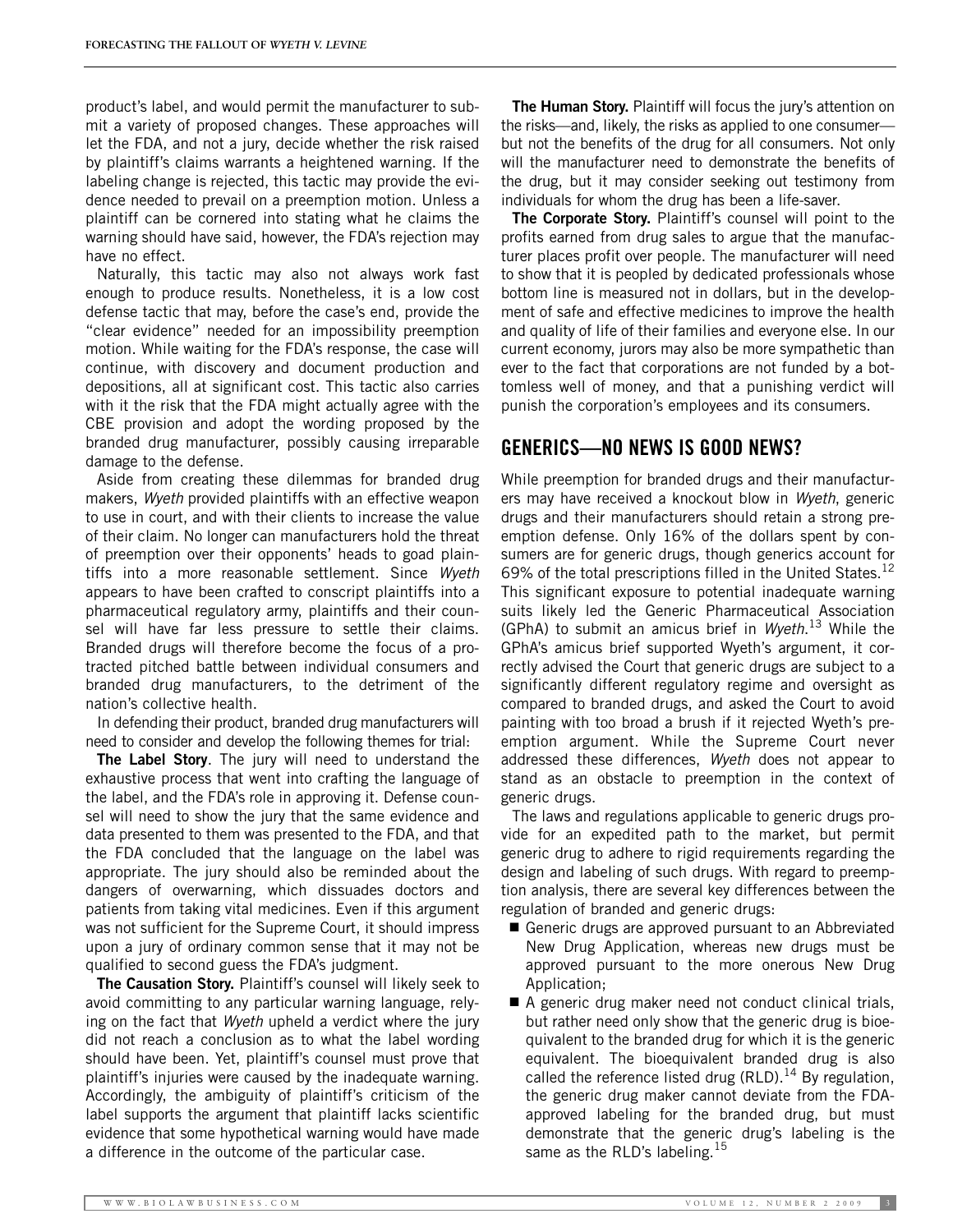product's label, and would permit the manufacturer to submit a variety of proposed changes. These approaches will let the FDA, and not a jury, decide whether the risk raised by plaintiff's claims warrants a heightened warning. If the labeling change is rejected, this tactic may provide the evidence needed to prevail on a preemption motion. Unless a plaintiff can be cornered into stating what he claims the warning should have said, however, the FDA's rejection may have no effect.

Naturally, this tactic may also not always work fast enough to produce results. Nonetheless, it is a low cost defense tactic that may, before the case's end, provide the "clear evidence" needed for an impossibility preemption motion. While waiting for the FDA's response, the case will continue, with discovery and document production and depositions, all at significant cost. This tactic also carries with it the risk that the FDA might actually agree with the CBE provision and adopt the wording proposed by the branded drug manufacturer, possibly causing irreparable damage to the defense.

Aside from creating these dilemmas for branded drug makers, *Wyeth* provided plaintiffs with an effective weapon to use in court, and with their clients to increase the value of their claim. No longer can manufacturers hold the threat of preemption over their opponents' heads to goad plaintiffs into a more reasonable settlement. Since *Wyeth* appears to have been crafted to conscript plaintiffs into a pharmaceutical regulatory army, plaintiffs and their counsel will have far less pressure to settle their claims. Branded drugs will therefore become the focus of a protracted pitched battle between individual consumers and branded drug manufacturers, to the detriment of the nation's collective health.

In defending their product, branded drug manufacturers will need to consider and develop the following themes for trial:

**The Label Story**. The jury will need to understand the exhaustive process that went into crafting the language of the label, and the FDA's role in approving it. Defense counsel will need to show the jury that the same evidence and data presented to them was presented to the FDA, and that the FDA concluded that the language on the label was appropriate. The jury should also be reminded about the dangers of overwarning, which dissuades doctors and patients from taking vital medicines. Even if this argument was not sufficient for the Supreme Court, it should impress upon a jury of ordinary common sense that it may not be qualified to second guess the FDA's judgment.

**The Causation Story.** Plaintiff's counsel will likely seek to avoid committing to any particular warning language, relying on the fact that *Wyeth* upheld a verdict where the jury did not reach a conclusion as to what the label wording should have been. Yet, plaintiff's counsel must prove that plaintiff's injuries were caused by the inadequate warning. Accordingly, the ambiguity of plaintiff's criticism of the label supports the argument that plaintiff lacks scientific evidence that some hypothetical warning would have made a difference in the outcome of the particular case.

**The Human Story.** Plaintiff will focus the jury's attention on the risks—and, likely, the risks as applied to one consumer—but not the benefits of the drug for all consumers. Not only will the manufacturer need to demonstrate the benefits of the drug, but it may consider seeking out testimony from individuals for whom the drug has been a life-saver.

**The Corporate Story.** Plaintiff's counsel will point to the profits earned from drug sales to argue that the manufacturer places profit over people. The manufacturer will need to show that it is peopled by dedicated professionals whose bottom line is measured not in dollars, but in the development of safe and effective medicines to improve the health and quality of life of their families and everyone else. In our current economy, jurors may also be more sympathetic than ever to the fact that corporations are not funded by a bottomless well of money, and that a punishing verdict will punish the corporation's employees and its consumers.

## GENERICS—NO NEWS IS GOOD NEWS?

While preemption for branded drugs and their manufacturers may have received a knockout blow in *Wyeth*, generic drugs and their manufacturers should retain a strong preemption defense. Only 16% of the dollars spent by consumers are for generic drugs, though generics account for 69% of the total prescriptions filled in the United States.[12] This significant exposure to potential inadequate warning suits likely led the Generic Pharmaceutical Association (GPhA) to submit an amicus brief in *Wyeth*.[13] While the GPhA's amicus brief supported Wyeth's argument, it correctly advised the Court that generic drugs are subject to a significantly different regulatory regime and oversight as compared to branded drugs, and asked the Court to avoid painting with too broad a brush if it rejected Wyeth's preemption argument. While the Supreme Court never addressed these differences, *Wyeth* does not appear to stand as an obstacle to preemption in the context of generic drugs.

The laws and regulations applicable to generic drugs provide for an expedited path to the market, but permit generic drug to adhere to rigid requirements regarding the design and labeling of such drugs. With regard to preemption analysis, there are several key differences between the regulation of branded and generic drugs:

- Generic drugs are approved pursuant to an Abbreviated New Drug Application, whereas new drugs must be approved pursuant to the more onerous New Drug Application;
- A generic drug maker need not conduct clinical trials, but rather need only show that the generic drug is bioequivalent to the branded drug for which it is the generic equivalent. The bioequivalent branded drug is also called the reference listed drug (RLD).[14] By regulation, the generic drug maker cannot deviate from the FDA-approved labeling for the branded drug, but must demonstrate that the generic drug's labeling is the same as the RLD's labeling.[15]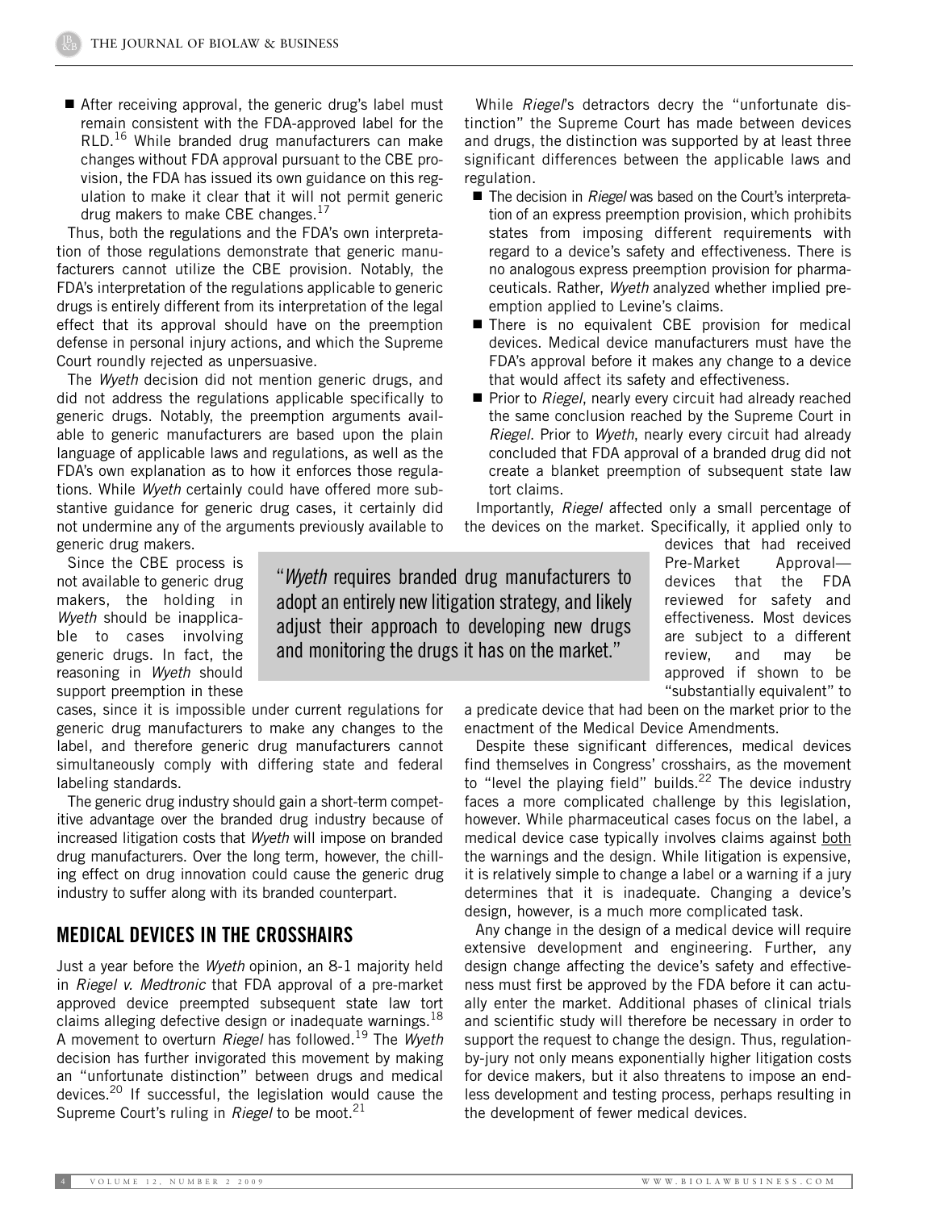- After receiving approval, the generic drug's label must remain consistent with the FDA-approved label for the RLD.[16] While branded drug manufacturers can make changes without FDA approval pursuant to the CBE provision, the FDA has issued its own guidance on this regulation to make it clear that it will not permit generic drug makers to make CBE changes.[17]

Thus, both the regulations and the FDA's own interpretation of those regulations demonstrate that generic manufacturers cannot utilize the CBE provision. Notably, the FDA's interpretation of the regulations applicable to generic drugs is entirely different from its interpretation of the legal effect that its approval should have on the preemption defense in personal injury actions, and which the Supreme Court roundly rejected as unpersuasive.

The *Wyeth* decision did not mention generic drugs, and did not address the regulations applicable specifically to generic drugs. Notably, the preemption arguments available to generic manufacturers are based upon the plain language of applicable laws and regulations, as well as the FDA's own explanation as to how it enforces those regulations. While *Wyeth* certainly could have offered more substantive guidance for generic drug cases, it certainly did not undermine any of the arguments previously available to generic drug makers.

Since the CBE process is not available to generic drug makers, the holding in *Wyeth* should be inapplicable to cases involving generic drugs. In fact, the reasoning in *Wyeth* should support preemption in these cases, since it is impossible under current regulations for generic drug manufacturers to make any changes to the label, and therefore generic drug manufacturers cannot simultaneously comply with differing state and federal labeling standards.

The generic drug industry should gain a short-term competitive advantage over the branded drug industry because of increased litigation costs that *Wyeth* will impose on branded drug manufacturers. Over the long term, however, the chilling effect on drug innovation could cause the generic drug industry to suffer along with its branded counterpart.

> "*Wyeth* requires branded drug manufacturers to adopt an entirely new litigation strategy, and likely adjust their approach to developing new drugs and monitoring the drugs it has on the market."

## MEDICAL DEVICES IN THE CROSSHAIRS

Just a year before the *Wyeth* opinion, an 8-1 majority held in *Riegel v. Medtronic* that FDA approval of a pre-market approved device preempted subsequent state law tort claims alleging defective design or inadequate warnings.[18] A movement to overturn *Riegel* has followed.[19] The *Wyeth* decision has further invigorated this movement by making an "unfortunate distinction" between drugs and medical devices.[20] If successful, the legislation would cause the Supreme Court's ruling in *Riegel* to be moot.[21]

While *Riegel*'s detractors decry the "unfortunate distinction" the Supreme Court has made between devices and drugs, the distinction was supported by at least three significant differences between the applicable laws and regulation.

- The decision in *Riegel* was based on the Court's interpretation of an express preemption provision, which prohibits states from imposing different requirements with regard to a device's safety and effectiveness. There is no analogous express preemption provision for pharmaceuticals. Rather, *Wyeth* analyzed whether implied preemption applied to Levine's claims.
- There is no equivalent CBE provision for medical devices. Medical device manufacturers must have the FDA's approval before it makes any change to a device that would affect its safety and effectiveness.
- Prior to *Riegel*, nearly every circuit had already reached the same conclusion reached by the Supreme Court in *Riegel*. Prior to *Wyeth*, nearly every circuit had already concluded that FDA approval of a branded drug did not create a blanket preemption of subsequent state law tort claims.

Importantly, *Riegel* affected only a small percentage of the devices on the market. Specifically, it applied only to devices that had received Pre-Market Approval—devices that the FDA reviewed for safety and effectiveness. Most devices are subject to a different review, and may be approved if shown to be "substantially equivalent" to a predicate device that had been on the market prior to the enactment of the Medical Device Amendments.

Despite these significant differences, medical devices find themselves in Congress' crosshairs, as the movement to "level the playing field" builds.[22] The device industry faces a more complicated challenge by this legislation, however. While pharmaceutical cases focus on the label, a medical device case typically involves claims against both the warnings and the design. While litigation is expensive, it is relatively simple to change a label or a warning if a jury determines that it is inadequate. Changing a device's design, however, is a much more complicated task.

Any change in the design of a medical device will require extensive development and engineering. Further, any design change affecting the device's safety and effectiveness must first be approved by the FDA before it can actually enter the market. Additional phases of clinical trials and scientific study will therefore be necessary in order to support the request to change the design. Thus, regulation-by-jury not only means exponentially higher litigation costs for device makers, but it also threatens to impose an endless development and testing process, perhaps resulting in the development of fewer medical devices.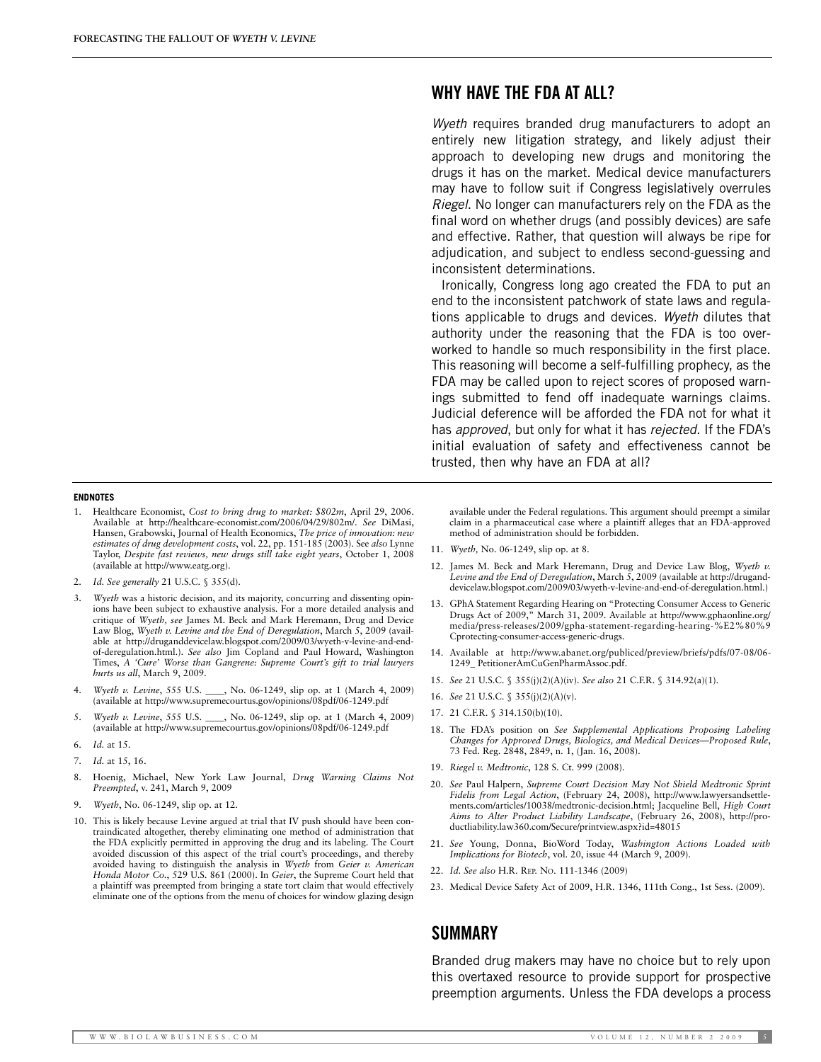## WHY HAVE THE FDA AT ALL?

*Wyeth* requires branded drug manufacturers to adopt an entirely new litigation strategy, and likely adjust their approach to developing new drugs and monitoring the drugs it has on the market. Medical device manufacturers may have to follow suit if Congress legislatively overrules *Riegel*. No longer can manufacturers rely on the FDA as the final word on whether drugs (and possibly devices) are safe and effective. Rather, that question will always be ripe for adjudication, and subject to endless second-guessing and inconsistent determinations.

Ironically, Congress long ago created the FDA to put an end to the inconsistent patchwork of state laws and regulations applicable to drugs and devices. *Wyeth* dilutes that authority under the reasoning that the FDA is too overworked to handle so much responsibility in the first place. This reasoning will become a self-fulfilling prophecy, as the FDA may be called upon to reject scores of proposed warnings submitted to fend off inadequate warnings claims. Judicial deference will be afforded the FDA not for what it has *approved*, but only for what it has *rejected*. If the FDA's initial evaluation of safety and effectiveness cannot be trusted, then why have an FDA at all?

## SUMMARY

Branded drug makers may have no choice but to rely upon this overtaxed resource to provide support for prospective preemption arguments. Unless the FDA develops a process

#### ENDNOTES

1. Healthcare Economist, *Cost to bring drug to market: $802m*, April 29, 2006. Available at http://healthcare-economist.com/2006/04/29/802m/. *See* DiMasi, Hansen, Grabowski, Journal of Health Economics, *The price of innovation: new estimates of drug development costs*, vol. 22, pp. 151-185 (2003). See *also* Lynne Taylor, *Despite fast reviews, new drugs still take eight years*, October 1, 2008 (available at http://www.eatg.org).
2. *Id. See generally* 21 U.S.C. § 355(d).
3. *Wyeth* was a historic decision, and its majority, concurring and dissenting opinions have been subject to exhaustive analysis. For a more detailed analysis and critique of *Wyeth, see* James M. Beck and Mark Heremann, Drug and Device Law Blog, *Wyeth v. Levine and the End of Deregulation*, March 5, 2009 (available at http://druganddevicelaw.blogspot.com/2009/03/wyeth-v-levine-and-end-of-deregulation.html.). *See also* Jim Copland and Paul Howard, Washington Times, *A 'Cure' Worse than Gangrene: Supreme Court's gift to trial lawyers hurts us all*, March 9, 2009.
4. *Wyeth v. Levine*, 555 U.S. ____, No. 06-1249, slip op. at 1 (March 4, 2009) (available at http://www.supremecourtus.gov/opinions/08pdf/06-1249.pdf
5. *Wyeth v. Levine*, 555 U.S. ____, No. 06-1249, slip op. at 1 (March 4, 2009) (available at http://www.supremecourtus.gov/opinions/08pdf/06-1249.pdf
6. *Id.* at 15.
7. *Id.* at 15, 16.
8. Hoenig, Michael, New York Law Journal, *Drug Warning Claims Not Preempted*, v. 241, March 9, 2009
9. *Wyeth*, No. 06-1249, slip op. at 12.
10. This is likely because Levine argued at trial that IV push should have been contraindicated altogether, thereby eliminating one method of administration that the FDA explicitly permitted in approving the drug and its labeling. The Court avoided discussion of this aspect of the trial court's proceedings, and thereby avoided having to distinguish the analysis in *Wyeth* from *Geier v. American Honda Motor Co.*, 529 U.S. 861 (2000). In *Geier*, the Supreme Court held that a plaintiff was preempted from bringing a state tort claim that would effectively eliminate one of the options from the menu of choices for window glazing design available under the Federal regulations. This argument should preempt a similar claim in a pharmaceutical case where a plaintiff alleges that an FDA-approved method of administration should be forbidden.
11. *Wyeth,* No. 06-1249, slip op. at 8.
12. James M. Beck and Mark Heremann, Drug and Device Law Blog, *Wyeth v. Levine and the End of Deregulation*, March 5, 2009 (available at http://druganddevicelaw.blogspot.com/2009/03/wyeth-v-levine-and-end-of-deregulation.html.)
13. GPhA Statement Regarding Hearing on "Protecting Consumer Access to Generic Drugs Act of 2009," March 31, 2009. Available at http://www.gphaonline.org/media/press-releases/2009/gpha-statement-regarding-hearing-%E2%80%9Cprotecting-consumer-access-generic-drugs.
14. Available at http://www.abanet.org/publiced/preview/briefs/pdfs/07-08/06-1249_ PetitionerAmCuGenPharmAssoc.pdf.
15. *See* 21 U.S.C. § 355(j)(2)(A)(iv). *See also* 21 C.F.R. § 314.92(a)(1).
16. *See* 21 U.S.C. § 355(j)(2)(A)(v).
17. 21 C.F.R. § 314.150(b)(10).
18. The FDA's position on *See Supplemental Applications Proposing Labeling Changes for Approved Drugs, Biologics, and Medical Devices—Proposed Rule*, 73 Fed. Reg. 2848, 2849, n. 1, (Jan. 16, 2008).
19. *Riegel v. Medtronic*, 128 S. Ct. 999 (2008).
20. *See* Paul Halpern, *Supreme Court Decision May Not Shield Medtronic Sprint Fidelis from Legal Action*, (February 24, 2008), http://www.lawyersandsettlements.com/articles/10038/medtronic-decision.html; Jacqueline Bell, *High Court Aims to Alter Product Liability Landscape*, (February 26, 2008), http://productliability.law360.com/Secure/printview.aspx?id=48015
21. *See* Young, Donna, BioWord Today, *Washington Actions Loaded with Implications for Biotech*, vol. 20, issue 44 (March 9, 2009).
22. *Id. See also* H.R. REP. NO. 111-1346 (2009)
23. Medical Device Safety Act of 2009, H.R. 1346, 111th Cong., 1st Sess. (2009).